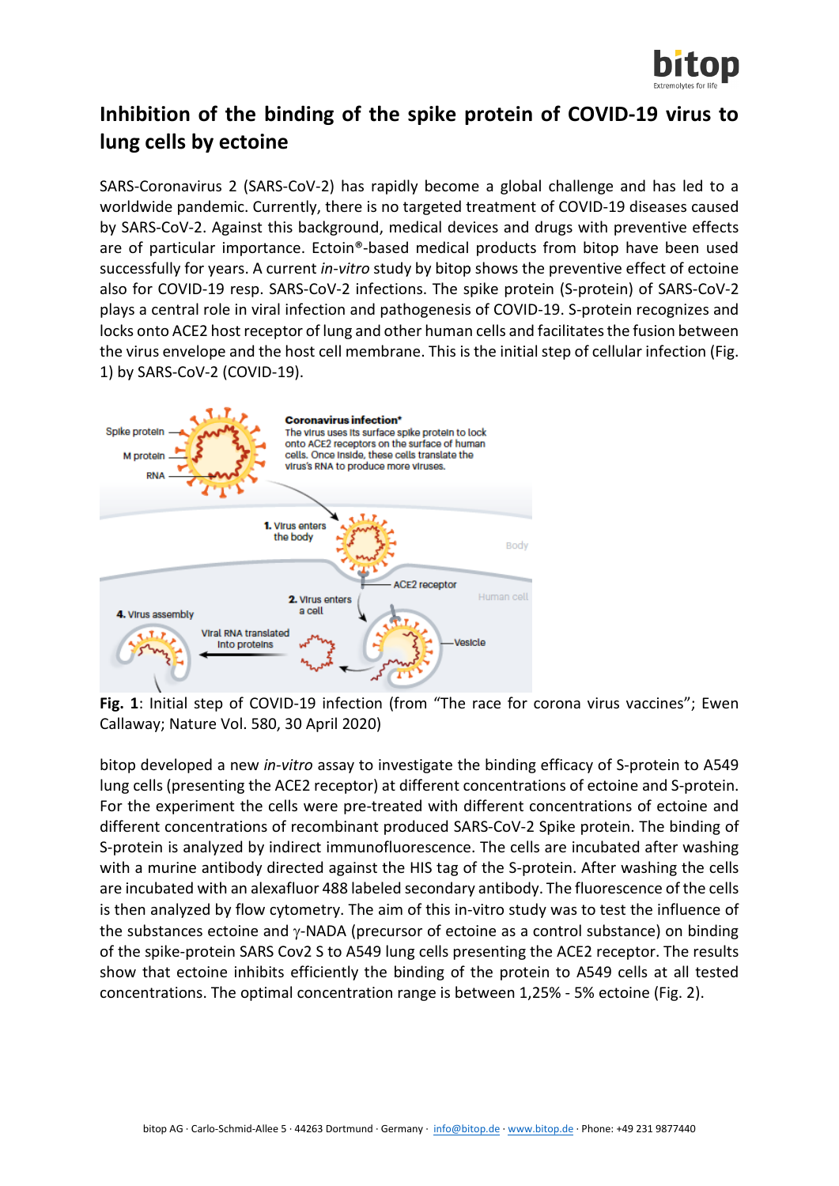# Inhibition of the binding of the spike protein of COVID-19 virus to lung cells by ectoine

SARS-Coronavirus 2 (SARS-CoV-2) has rapidly become a global challenge and has led to a worldwide pandemic. Currently, there is no targeted treatment of COVID-19 diseases caused by SARS-CoV-2. Against this background, medical devices and drugs with preventive effects are of particular importance. Ectoin®-based medical products from bitop have been used successfully for years. A current *in-vitro* study by bitop shows the preventive effect of ectoine also for COVID-19 resp. SARS-CoV-2 infections. The spike protein (S-protein) of SARS-CoV-2 plays a central role in viral infection and pathogenesis of COVID-19. S-protein recognizes and locks onto ACE2 host receptor of lung and other human cells and facilitates the fusion between the virus envelope and the host cell membrane. This is the initial step of cellular infection (Fig. 1) by SARS-CoV-2 (COVID-19).

**Fig. 1**: Initial step of COVID-19 infection (from "The race for corona virus vaccines"; Ewen Callaway; Nature Vol. 580, 30 April 2020)

bitop developed a new *in-vitro* assay to investigate the binding efficacy of S-protein to A549 lung cells (presenting the ACE2 receptor) at different concentrations of ectoine and S-protein. For the experiment the cells were pre-treated with different concentrations of ectoine and different concentrations of recombinant produced SARS-CoV-2 Spike protein. The binding of S-protein is analyzed by indirect immunofluorescence. The cells are incubated after washing with a murine antibody directed against the HIS tag of the S-protein. After washing the cells are incubated with an alexafluor 488 labeled secondary antibody. The fluorescence of the cells is then analyzed by flow cytometry. The aim of this in-vitro study was to test the influence of the substances ectoine and $\gamma$-NADA (precursor of ectoine as a control substance) on binding of the spike-protein SARS Cov2 S to A549 lung cells presenting the ACE2 receptor. The results show that ectoine inhibits efficiently the binding of the protein to A549 cells at all tested concentrations. The optimal concentration range is between 1,25% - 5% ectoine (Fig. 2).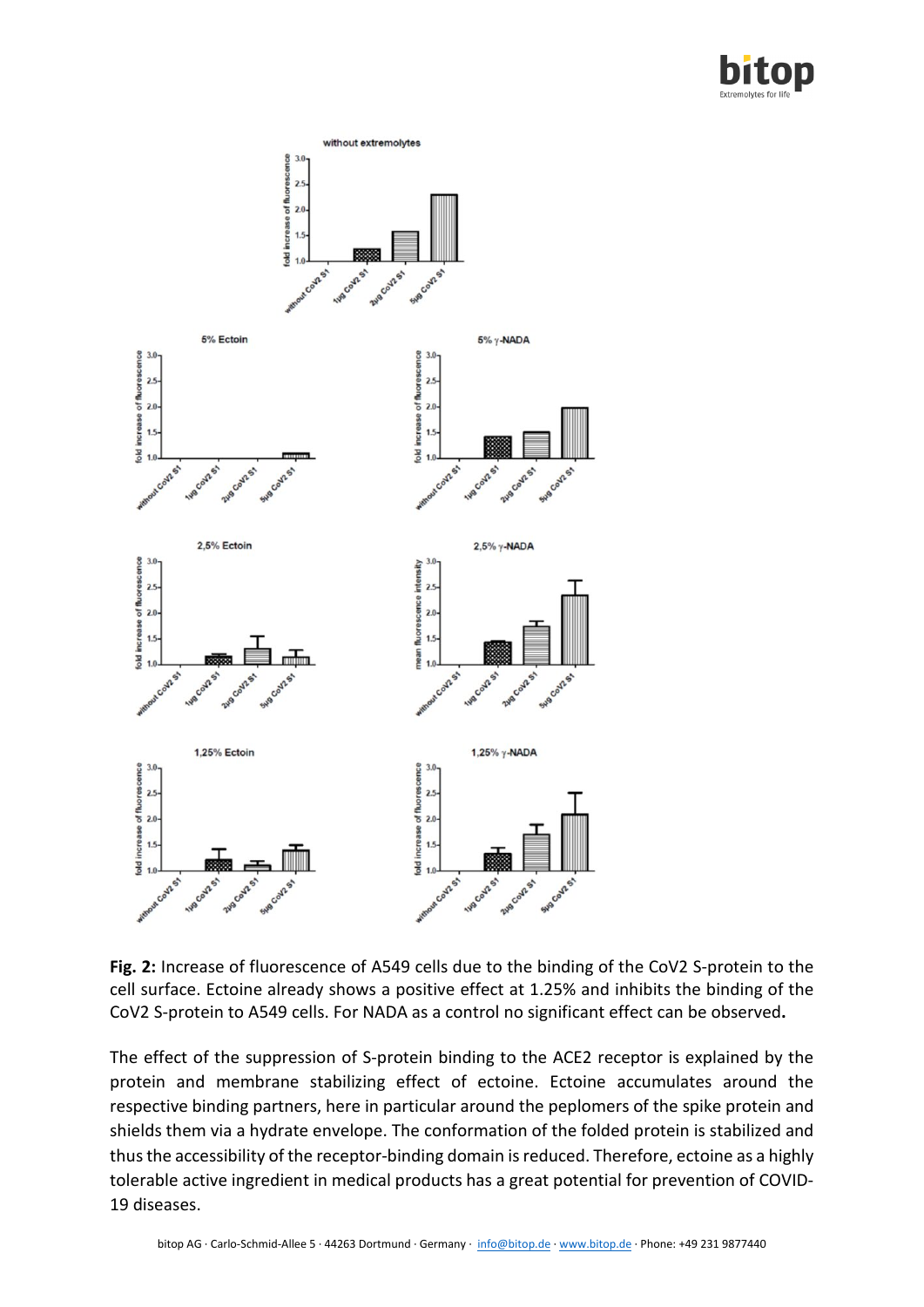without extremolytes

fold increase of fluorescence

3.0
2.5
2.0
1.5
1.0

without CoV2 S1
1µg CoV2 S1
2µg CoV2 S1
5µg CoV2 S1

5% Ectoin

fold increase of fluorescence

3.0
2.5
2.0
1.5
1.0

without CoV2 S1
1µg CoV2 S1
2µg CoV2 S1
5µg CoV2 S1

5% γ-NADA

fold increase of fluorescence

3.0
2.5
2.0
1.5
1.0

without CoV2 S1
1µg CoV2 S1
2µg CoV2 S1
5µg CoV2 S1

2,5% Ectoin

fold increase of fluorescence

3.0
2.5
2.0
1.5
1.0

without CoV2 S1
1µg CoV2 S1
2µg CoV2 S1
5µg CoV2 S1

2,5% γ-NADA

mean fluorescence intensity

3.0
2.5
2.0
1.5
1.0

without CoV2 S1
1µg CoV2 S1
2µg CoV2 S1
5µg CoV2 S1

1,25% Ectoin

fold increase of fluorescence

3.0
2.5
2.0
1.5
1.0

without CoV2 S1
1µg CoV2 S1
2µg CoV2 S1
5µg CoV2 S1

1,25% γ-NADA

fold increase of fluorescence

3.0
2.5
2.0
1.5
1.0

without CoV2 S1
1µg CoV2 S1
2µg CoV2 S1
5µg CoV2 S1

**Fig. 2:** Increase of fluorescence of A549 cells due to the binding of the CoV2 S-protein to the cell surface. Ectoine already shows a positive effect at 1.25% and inhibits the binding of the CoV2 S-protein to A549 cells. For NADA as a control no significant effect can be observed**.**

The effect of the suppression of S-protein binding to the ACE2 receptor is explained by the protein and membrane stabilizing effect of ectoine. Ectoine accumulates around the respective binding partners, here in particular around the peplomers of the spike protein and shields them via a hydrate envelope. The conformation of the folded protein is stabilized and thus the accessibility of the receptor-binding domain is reduced. Therefore, ectoine as a highly tolerable active ingredient in medical products has a great potential for prevention of COVID-19 diseases.